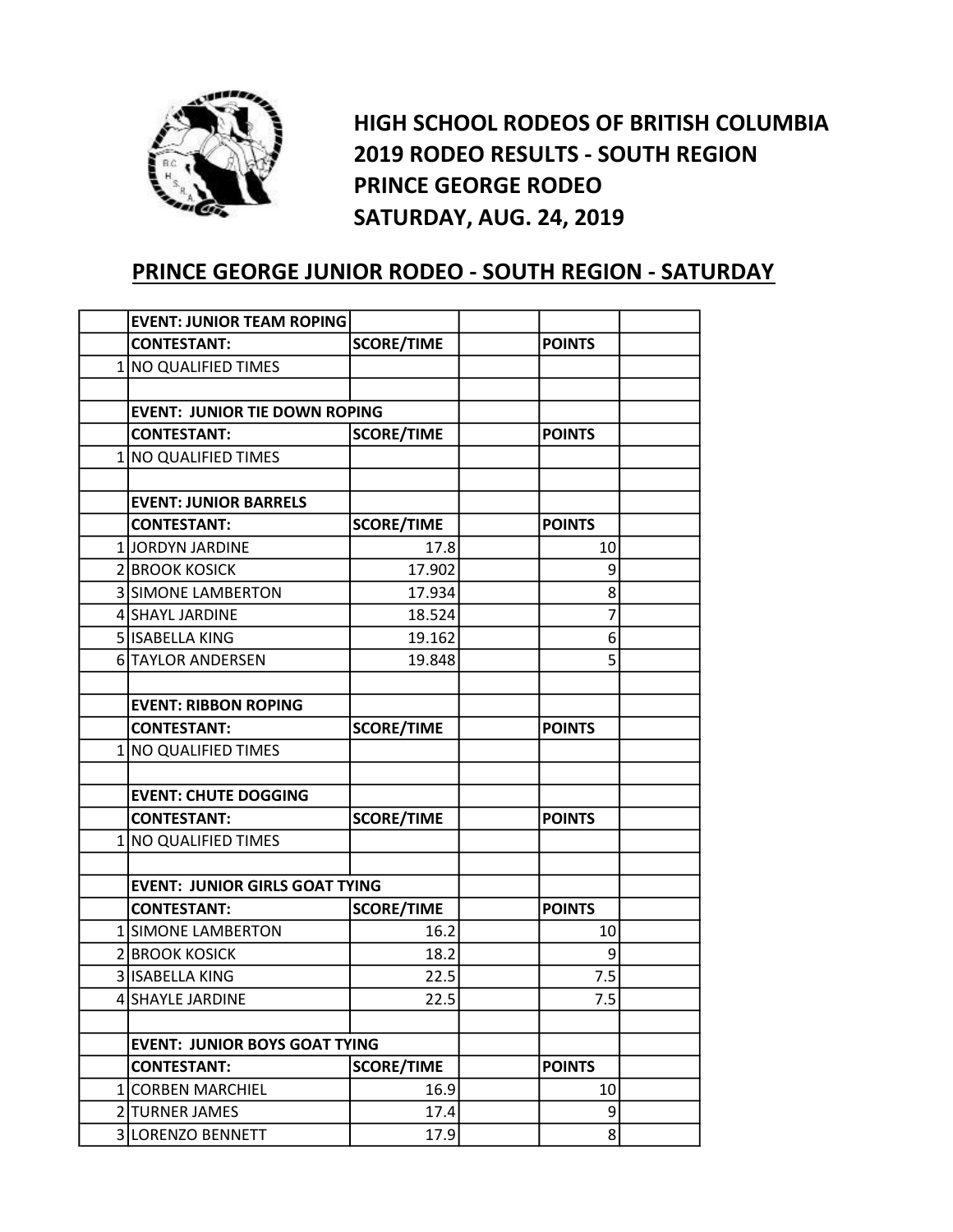# HIGH SCHOOL RODEOS OF BRITISH COLUMBIA
# 2019 RODEO RESULTS - SOUTH REGION
# PRINCE GEORGE RODEO
# SATURDAY, AUG. 24, 2019

## PRINCE GEORGE JUNIOR RODEO - SOUTH REGION - SATURDAY

| | | | | | |
|---|---|---|---|---|---|
| | **EVENT: JUNIOR TEAM ROPING** | | | | |
| | **CONTESTANT:** | **SCORE/TIME** | | **POINTS** | |
| 1 | NO QUALIFIED TIMES | | | | |
| | | | | | |
| | **EVENT: JUNIOR TIE DOWN ROPING** | | | | |
| | **CONTESTANT:** | **SCORE/TIME** | | **POINTS** | |
| 1 | NO QUALIFIED TIMES | | | | |
| | | | | | |
| | **EVENT: JUNIOR BARRELS** | | | | |
| | **CONTESTANT:** | **SCORE/TIME** | | **POINTS** | |
| 1 | JORDYN JARDINE | 17.8 | | 10 | |
| 2 | BROOK KOSICK | 17.902 | | 9 | |
| 3 | SIMONE LAMBERTON | 17.934 | | 8 | |
| 4 | SHAYL JARDINE | 18.524 | | 7 | |
| 5 | ISABELLA KING | 19.162 | | 6 | |
| 6 | TAYLOR ANDERSEN | 19.848 | | 5 | |
| | | | | | |
| | **EVENT: RIBBON ROPING** | | | | |
| | **CONTESTANT:** | **SCORE/TIME** | | **POINTS** | |
| 1 | NO QUALIFIED TIMES | | | | |
| | | | | | |
| | **EVENT: CHUTE DOGGING** | | | | |
| | **CONTESTANT:** | **SCORE/TIME** | | **POINTS** | |
| 1 | NO QUALIFIED TIMES | | | | |
| | | | | | |
| | **EVENT: JUNIOR GIRLS GOAT TYING** | | | | |
| | **CONTESTANT:** | **SCORE/TIME** | | **POINTS** | |
| 1 | SIMONE LAMBERTON | 16.2 | | 10 | |
| 2 | BROOK KOSICK | 18.2 | | 9 | |
| 3 | ISABELLA KING | 22.5 | | 7.5 | |
| 4 | SHAYLE JARDINE | 22.5 | | 7.5 | |
| | | | | | |
| | **EVENT: JUNIOR BOYS GOAT TYING** | | | | |
| | **CONTESTANT:** | **SCORE/TIME** | | **POINTS** | |
| 1 | CORBEN MARCHIEL | 16.9 | | 10 | |
| 2 | TURNER JAMES | 17.4 | | 9 | |
| 3 | LORENZO BENNETT | 17.9 | | 8 | |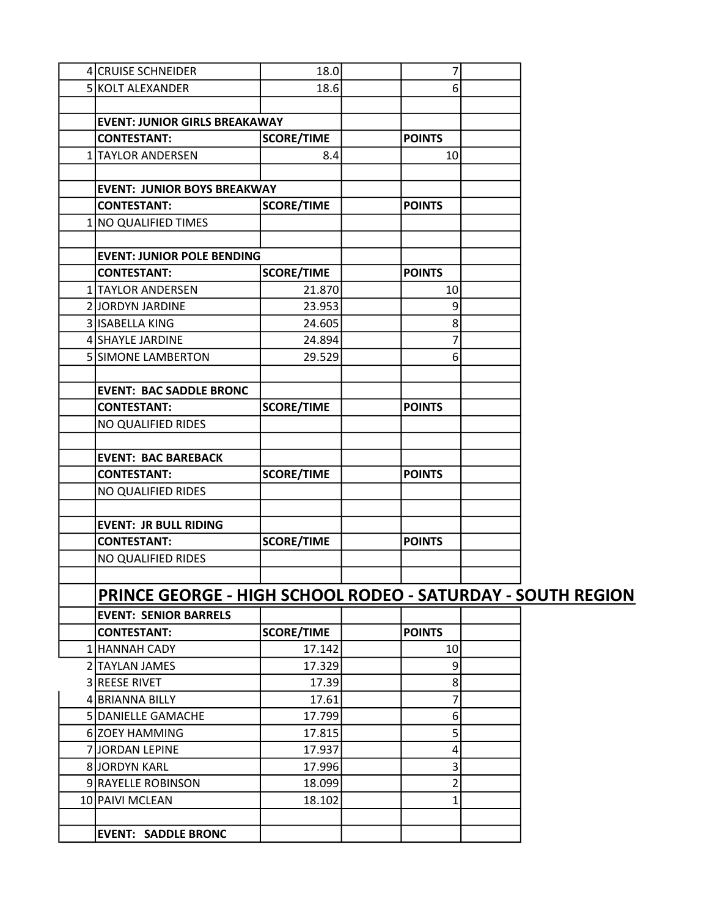| | | | | | |
|---|---|---|---|---|---|
| 4 | CRUISE SCHNEIDER | 18.0 | | 7 | |
| 5 | KOLT ALEXANDER | 18.6 | | 6 | |
| | | | | | |
| | **EVENT: JUNIOR GIRLS BREAKAWAY** | | | | |
| | **CONTESTANT:** | **SCORE/TIME** | | **POINTS** | |
| 1 | TAYLOR ANDERSEN | 8.4 | | 10 | |
| | | | | | |
| | **EVENT: JUNIOR BOYS BREAKWAY** | | | | |
| | **CONTESTANT:** | **SCORE/TIME** | | **POINTS** | |
| 1 | NO QUALIFIED TIMES | | | | |
| | | | | | |
| | **EVENT: JUNIOR POLE BENDING** | | | | |
| | **CONTESTANT:** | **SCORE/TIME** | | **POINTS** | |
| 1 | TAYLOR ANDERSEN | 21.870 | | 10 | |
| 2 | JORDYN JARDINE | 23.953 | | 9 | |
| 3 | ISABELLA KING | 24.605 | | 8 | |
| 4 | SHAYLE JARDINE | 24.894 | | 7 | |
| 5 | SIMONE LAMBERTON | 29.529 | | 6 | |
| | | | | | |
| | **EVENT: BAC SADDLE BRONC** | | | | |
| | **CONTESTANT:** | **SCORE/TIME** | | **POINTS** | |
| | NO QUALIFIED RIDES | | | | |
| | | | | | |
| | **EVENT: BAC BAREBACK** | | | | |
| | **CONTESTANT:** | **SCORE/TIME** | | **POINTS** | |
| | NO QUALIFIED RIDES | | | | |
| | | | | | |
| | **EVENT: JR BULL RIDING** | | | | |
| | **CONTESTANT:** | **SCORE/TIME** | | **POINTS** | |
| | NO QUALIFIED RIDES | | | | |

## PRINCE GEORGE - HIGH SCHOOL RODEO - SATURDAY - SOUTH REGION

| | | | | | |
|---|---|---|---|---|---|
| | **EVENT: SENIOR BARRELS** | | | | |
| | **CONTESTANT:** | **SCORE/TIME** | | **POINTS** | |
| 1 | HANNAH CADY | 17.142 | | 10 | |
| 2 | TAYLAN JAMES | 17.329 | | 9 | |
| 3 | REESE RIVET | 17.39 | | 8 | |
| 4 | BRIANNA BILLY | 17.61 | | 7 | |
| 5 | DANIELLE GAMACHE | 17.799 | | 6 | |
| 6 | ZOEY HAMMING | 17.815 | | 5 | |
| 7 | JORDAN LEPINE | 17.937 | | 4 | |
| 8 | JORDYN KARL | 17.996 | | 3 | |
| 9 | RAYELLE ROBINSON | 18.099 | | 2 | |
| 10 | PAIVI MCLEAN | 18.102 | | 1 | |
| | | | | | |
| | **EVENT: SADDLE BRONC** | | | | |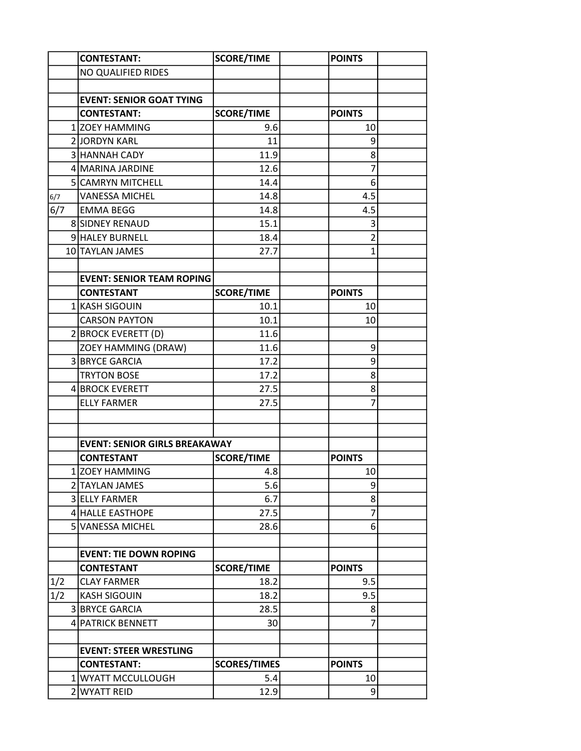| | CONTESTANT: | SCORE/TIME | | POINTS | |
|---|---|---|---|---|---|
| | NO QUALIFIED RIDES | | | | |
| | | | | | |
| | **EVENT: SENIOR GOAT TYING** | | | | |
| | **CONTESTANT:** | **SCORE/TIME** | | **POINTS** | |
| 1 | ZOEY HAMMING | 9.6 | | 10 | |
| 2 | JORDYN KARL | 11 | | 9 | |
| 3 | HANNAH CADY | 11.9 | | 8 | |
| 4 | MARINA JARDINE | 12.6 | | 7 | |
| 5 | CAMRYN MITCHELL | 14.4 | | 6 | |
| 6/7 | VANESSA MICHEL | 14.8 | | 4.5 | |
| 6/7 | EMMA BEGG | 14.8 | | 4.5 | |
| 8 | SIDNEY RENAUD | 15.1 | | 3 | |
| 9 | HALEY BURNELL | 18.4 | | 2 | |
| 10 | TAYLAN JAMES | 27.7 | | 1 | |
| | | | | | |
| | **EVENT: SENIOR TEAM ROPING** | | | | |
| | **CONTESTANT** | **SCORE/TIME** | | **POINTS** | |
| 1 | KASH SIGOUIN | 10.1 | | 10 | |
| | CARSON PAYTON | 10.1 | | 10 | |
| 2 | BROCK EVERETT (D) | 11.6 | | | |
| | ZOEY HAMMING (DRAW) | 11.6 | | 9 | |
| 3 | BRYCE GARCIA | 17.2 | | 9 | |
| | TRYTON BOSE | 17.2 | | 8 | |
| 4 | BROCK EVERETT | 27.5 | | 8 | |
| | ELLY FARMER | 27.5 | | 7 | |
| | | | | | |
| | | | | | |
| | **EVENT: SENIOR GIRLS BREAKAWAY** | | | | |
| | **CONTESTANT** | **SCORE/TIME** | | **POINTS** | |
| 1 | ZOEY HAMMING | 4.8 | | 10 | |
| 2 | TAYLAN JAMES | 5.6 | | 9 | |
| 3 | ELLY FARMER | 6.7 | | 8 | |
| 4 | HALLE EASTHOPE | 27.5 | | 7 | |
| 5 | VANESSA MICHEL | 28.6 | | 6 | |
| | | | | | |
| | **EVENT: TIE DOWN ROPING** | | | | |
| | **CONTESTANT** | **SCORE/TIME** | | **POINTS** | |
| 1/2 | CLAY FARMER | 18.2 | | 9.5 | |
| 1/2 | KASH SIGOUIN | 18.2 | | 9.5 | |
| 3 | BRYCE GARCIA | 28.5 | | 8 | |
| 4 | PATRICK BENNETT | 30 | | 7 | |
| | | | | | |
| | **EVENT: STEER WRESTLING** | | | | |
| | **CONTESTANT:** | **SCORES/TIMES** | | **POINTS** | |
| 1 | WYATT MCCULLOUGH | 5.4 | | 10 | |
| 2 | WYATT REID | 12.9 | | 9 | |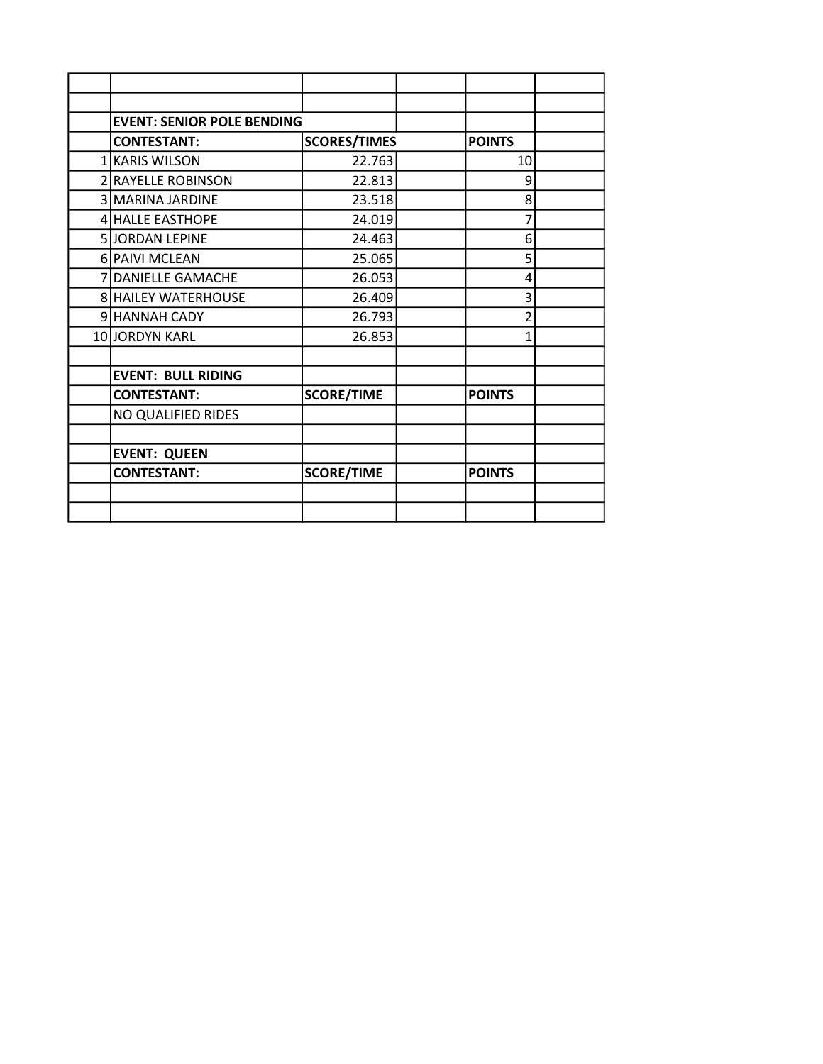| | | | | | |
|---|---|---|---|---|---|
| | | | | | |
| | | | | | |
| | **EVENT: SENIOR POLE BENDING** | | | | |
| | **CONTESTANT:** | **SCORES/TIMES** | | **POINTS** | |
| 1 | KARIS WILSON | 22.763 | | 10 | |
| 2 | RAYELLE ROBINSON | 22.813 | | 9 | |
| 3 | MARINA JARDINE | 23.518 | | 8 | |
| 4 | HALLE EASTHOPE | 24.019 | | 7 | |
| 5 | JORDAN LEPINE | 24.463 | | 6 | |
| 6 | PAIVI MCLEAN | 25.065 | | 5 | |
| 7 | DANIELLE GAMACHE | 26.053 | | 4 | |
| 8 | HAILEY WATERHOUSE | 26.409 | | 3 | |
| 9 | HANNAH CADY | 26.793 | | 2 | |
| 10 | JORDYN KARL | 26.853 | | 1 | |
| | | | | | |
| | **EVENT: BULL RIDING** | | | | |
| | **CONTESTANT:** | **SCORE/TIME** | | **POINTS** | |
| | NO QUALIFIED RIDES | | | | |
| | | | | | |
| | **EVENT: QUEEN** | | | | |
| | **CONTESTANT:** | **SCORE/TIME** | | **POINTS** | |
| | | | | | |
| | | | | | |